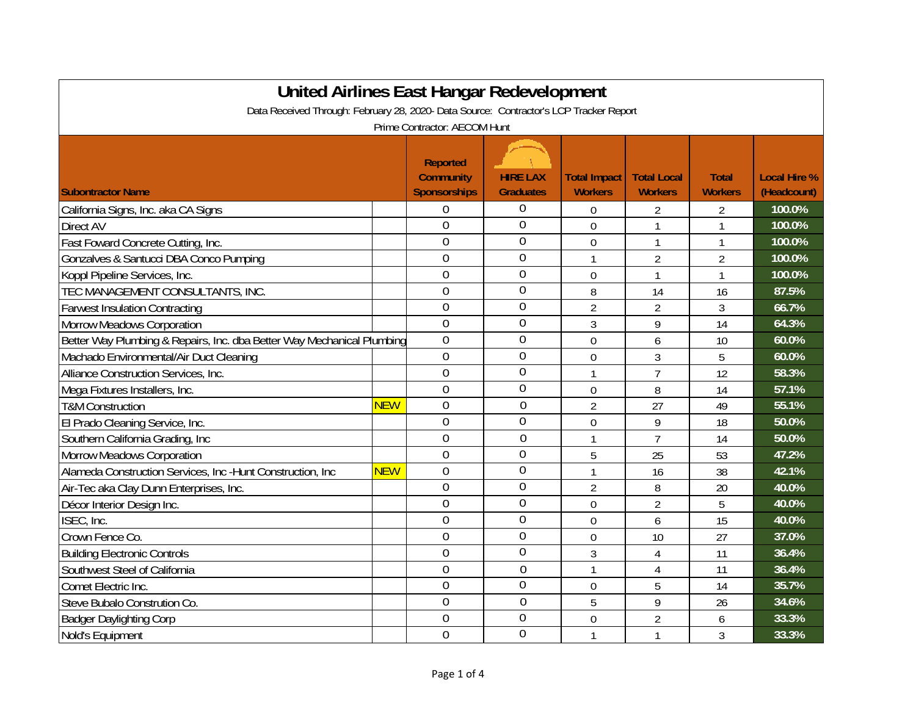# United Airlines East Hangar Redevelopment

Data Received Through: February 28, 2020- Data Source: Contractor's LCP Tracker Report

Prime Contractor: AECOM Hunt

| Subontractor Name | | Reported Community Sponsorships | HIRE LAX Graduates | Total Impact Workers | Total Local Workers | Total Workers | Local Hire % (Headcount) |
|---|---|---|---|---|---|---|---|
| California Signs, Inc. aka CA Signs | | 0 | 0 | 0 | 2 | 2 | 100.0% |
| Direct AV | | 0 | 0 | 0 | 1 | 1 | 100.0% |
| Fast Foward Concrete Cutting, Inc. | | 0 | 0 | 0 | 1 | 1 | 100.0% |
| Gonzalves & Santucci DBA Conco Pumping | | 0 | 0 | 1 | 2 | 2 | 100.0% |
| Koppl Pipeline Services, Inc. | | 0 | 0 | 0 | 1 | 1 | 100.0% |
| TEC MANAGEMENT CONSULTANTS, INC. | | 0 | 0 | 8 | 14 | 16 | 87.5% |
| Farwest Insulation Contracting | | 0 | 0 | 2 | 2 | 3 | 66.7% |
| Morrow Meadows Corporation | | 0 | 0 | 3 | 9 | 14 | 64.3% |
| Better Way Plumbing & Repairs, Inc. dba Better Way Mechanical Plumbing | | 0 | 0 | 0 | 6 | 10 | 60.0% |
| Machado Environmental/Air Duct Cleaning | | 0 | 0 | 0 | 3 | 5 | 60.0% |
| Alliance Construction Services, Inc. | | 0 | 0 | 1 | 7 | 12 | 58.3% |
| Mega Fixtures Installers, Inc. | | 0 | 0 | 0 | 8 | 14 | 57.1% |
| T&M Construction | NEW | 0 | 0 | 2 | 27 | 49 | 55.1% |
| El Prado Cleaning Service, Inc. | | 0 | 0 | 0 | 9 | 18 | 50.0% |
| Southern California Grading, Inc | | 0 | 0 | 1 | 7 | 14 | 50.0% |
| Morrow Meadows Corporation | | 0 | 0 | 5 | 25 | 53 | 47.2% |
| Alameda Construction Services, Inc -Hunt Construction, Inc | NEW | 0 | 0 | 1 | 16 | 38 | 42.1% |
| Air-Tec aka Clay Dunn Enterprises, Inc. | | 0 | 0 | 2 | 8 | 20 | 40.0% |
| Décor Interior Design Inc. | | 0 | 0 | 0 | 2 | 5 | 40.0% |
| ISEC, Inc. | | 0 | 0 | 0 | 6 | 15 | 40.0% |
| Crown Fence Co. | | 0 | 0 | 0 | 10 | 27 | 37.0% |
| Building Electronic Controls | | 0 | 0 | 3 | 4 | 11 | 36.4% |
| Southwest Steel of California | | 0 | 0 | 1 | 4 | 11 | 36.4% |
| Comet Electric Inc. | | 0 | 0 | 0 | 5 | 14 | 35.7% |
| Steve Bubalo Constrution Co. | | 0 | 0 | 5 | 9 | 26 | 34.6% |
| Badger Daylighting Corp | | 0 | 0 | 0 | 2 | 6 | 33.3% |
| Nold's Equipment | | 0 | 0 | 1 | 1 | 3 | 33.3% |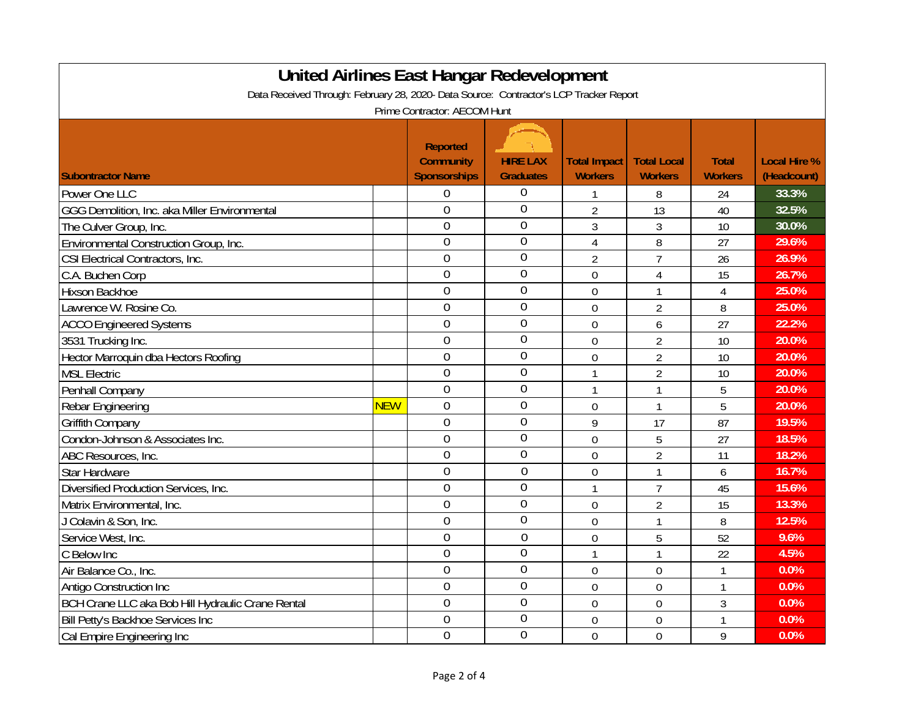# United Airlines East Hangar Redevelopment

Data Received Through: February 28, 2020- Data Source: Contractor's LCP Tracker Report

Prime Contractor: AECOM Hunt

| Subontractor Name | | Reported Community Sponsorships | HIRE LAX Graduates | Total Impact Workers | Total Local Workers | Total Workers | Local Hire % (Headcount) |
|---|---|---|---|---|---|---|---|
| Power One LLC | | 0 | 0 | 1 | 8 | 24 | 33.3% |
| GGG Demolition, Inc. aka Miller Environmental | | 0 | 0 | 2 | 13 | 40 | 32.5% |
| The Culver Group, Inc. | | 0 | 0 | 3 | 3 | 10 | 30.0% |
| Environmental Construction Group, Inc. | | 0 | 0 | 4 | 8 | 27 | 29.6% |
| CSI Electrical Contractors, Inc. | | 0 | 0 | 2 | 7 | 26 | 26.9% |
| C.A. Buchen Corp | | 0 | 0 | 0 | 4 | 15 | 26.7% |
| Hixson Backhoe | | 0 | 0 | 0 | 1 | 4 | 25.0% |
| Lawrence W. Rosine Co. | | 0 | 0 | 0 | 2 | 8 | 25.0% |
| ACCO Engineered Systems | | 0 | 0 | 0 | 6 | 27 | 22.2% |
| 3531 Trucking Inc. | | 0 | 0 | 0 | 2 | 10 | 20.0% |
| Hector Marroquin dba Hectors Roofing | | 0 | 0 | 0 | 2 | 10 | 20.0% |
| MSL Electric | | 0 | 0 | 1 | 2 | 10 | 20.0% |
| Penhall Company | | 0 | 0 | 1 | 1 | 5 | 20.0% |
| Rebar Engineering | NEW | 0 | 0 | 0 | 1 | 5 | 20.0% |
| Griffith Company | | 0 | 0 | 9 | 17 | 87 | 19.5% |
| Condon-Johnson & Associates Inc. | | 0 | 0 | 0 | 5 | 27 | 18.5% |
| ABC Resources, Inc. | | 0 | 0 | 0 | 2 | 11 | 18.2% |
| Star Hardware | | 0 | 0 | 0 | 1 | 6 | 16.7% |
| Diversified Production Services, Inc. | | 0 | 0 | 1 | 7 | 45 | 15.6% |
| Matrix Environmental, Inc. | | 0 | 0 | 0 | 2 | 15 | 13.3% |
| J Colavin & Son, Inc. | | 0 | 0 | 0 | 1 | 8 | 12.5% |
| Service West, Inc. | | 0 | 0 | 0 | 5 | 52 | 9.6% |
| C Below Inc | | 0 | 0 | 1 | 1 | 22 | 4.5% |
| Air Balance Co., Inc. | | 0 | 0 | 0 | 0 | 1 | 0.0% |
| Antigo Construction Inc | | 0 | 0 | 0 | 0 | 1 | 0.0% |
| BCH Crane LLC aka Bob Hill Hydraulic Crane Rental | | 0 | 0 | 0 | 0 | 3 | 0.0% |
| Bill Petty's Backhoe Services Inc | | 0 | 0 | 0 | 0 | 1 | 0.0% |
| Cal Empire Engineering Inc | | 0 | 0 | 0 | 0 | 9 | 0.0% |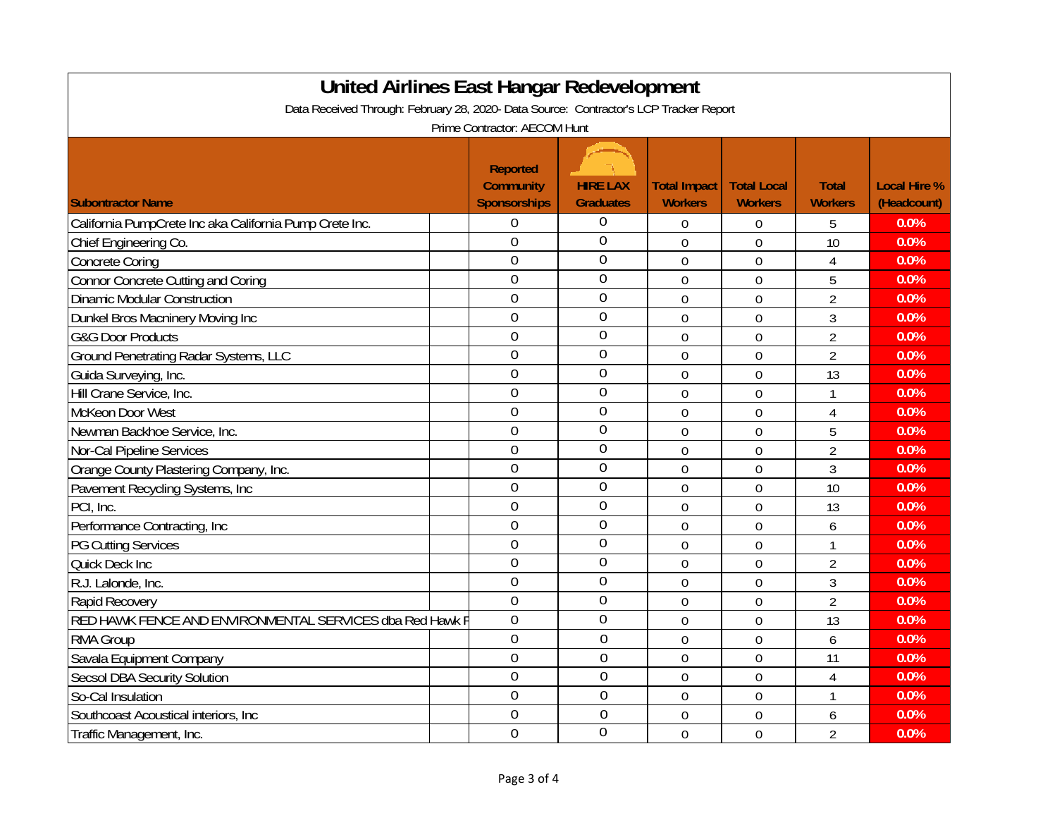# United Airlines East Hangar Redevelopment

Data Received Through: February 28, 2020- Data Source: Contractor's LCP Tracker Report

Prime Contractor: AECOM Hunt

| Subontractor Name | Reported Community Sponsorships | HIRE LAX Graduates | Total Impact Workers | Total Local Workers | Total Workers | Local Hire % (Headcount) |
|---|---|---|---|---|---|---|
| California PumpCrete Inc aka California Pump Crete Inc. | 0 | 0 | 0 | 0 | 5 | 0.0% |
| Chief Engineering Co. | 0 | 0 | 0 | 0 | 10 | 0.0% |
| Concrete Coring | 0 | 0 | 0 | 0 | 4 | 0.0% |
| Connor Concrete Cutting and Coring | 0 | 0 | 0 | 0 | 5 | 0.0% |
| Dinamic Modular Construction | 0 | 0 | 0 | 0 | 2 | 0.0% |
| Dunkel Bros Macninery Moving Inc | 0 | 0 | 0 | 0 | 3 | 0.0% |
| G&G Door Products | 0 | 0 | 0 | 0 | 2 | 0.0% |
| Ground Penetrating Radar Systems, LLC | 0 | 0 | 0 | 0 | 2 | 0.0% |
| Guida Surveying, Inc. | 0 | 0 | 0 | 0 | 13 | 0.0% |
| Hill Crane Service, Inc. | 0 | 0 | 0 | 0 | 1 | 0.0% |
| McKeon Door West | 0 | 0 | 0 | 0 | 4 | 0.0% |
| Newman Backhoe Service, Inc. | 0 | 0 | 0 | 0 | 5 | 0.0% |
| Nor-Cal Pipeline Services | 0 | 0 | 0 | 0 | 2 | 0.0% |
| Orange County Plastering Company, Inc. | 0 | 0 | 0 | 0 | 3 | 0.0% |
| Pavement Recycling Systems, Inc | 0 | 0 | 0 | 0 | 10 | 0.0% |
| PCI, Inc. | 0 | 0 | 0 | 0 | 13 | 0.0% |
| Performance Contracting, Inc | 0 | 0 | 0 | 0 | 6 | 0.0% |
| PG Cutting Services | 0 | 0 | 0 | 0 | 1 | 0.0% |
| Quick Deck Inc | 0 | 0 | 0 | 0 | 2 | 0.0% |
| R.J. Lalonde, Inc. | 0 | 0 | 0 | 0 | 3 | 0.0% |
| Rapid Recovery | 0 | 0 | 0 | 0 | 2 | 0.0% |
| RED HAWK FENCE AND ENVIRONMENTAL SERVICES dba Red Hawk F | 0 | 0 | 0 | 0 | 13 | 0.0% |
| RMA Group | 0 | 0 | 0 | 0 | 6 | 0.0% |
| Savala Equipment Company | 0 | 0 | 0 | 0 | 11 | 0.0% |
| Secsol DBA Security Solution | 0 | 0 | 0 | 0 | 4 | 0.0% |
| So-Cal Insulation | 0 | 0 | 0 | 0 | 1 | 0.0% |
| Southcoast Acoustical interiors, Inc | 0 | 0 | 0 | 0 | 6 | 0.0% |
| Traffic Management, Inc. | 0 | 0 | 0 | 0 | 2 | 0.0% |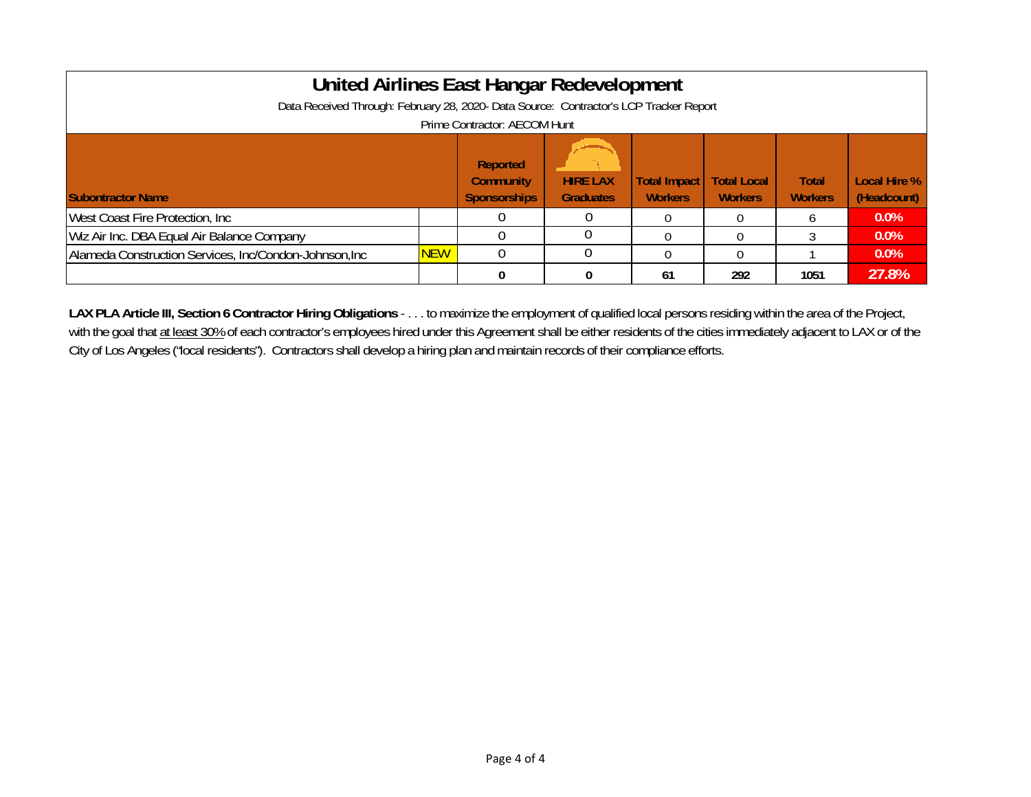# United Airlines East Hangar Redevelopment

Data Received Through: February 28, 2020- Data Source: Contractor's LCP Tracker Report

Prime Contractor: AECOM Hunt

| Subontractor Name | | Reported Community Sponsorships | HIRE LAX Graduates | Total Impact Workers | Total Local Workers | Total Workers | Local Hire % (Headcount) |
|---|---|---|---|---|---|---|---|
| West Coast Fire Protection, Inc | | 0 | 0 | 0 | 0 | 6 | 0.0% |
| Wiz Air Inc. DBA Equal Air Balance Company | | 0 | 0 | 0 | 0 | 3 | 0.0% |
| Alameda Construction Services, Inc/Condon-Johnson,Inc | NEW | 0 | 0 | 0 | 0 | 1 | 0.0% |
| | | **0** | **0** | **61** | **292** | **1051** | **27.8%** |

**LAX PLA Article III, Section 6 Contractor Hiring Obligations** - . . . to maximize the employment of qualified local persons residing within the area of the Project, with the goal that at least 30% of each contractor's employees hired under this Agreement shall be either residents of the cities immediately adjacent to LAX or of the City of Los Angeles ("local residents"). Contractors shall develop a hiring plan and maintain records of their compliance efforts.